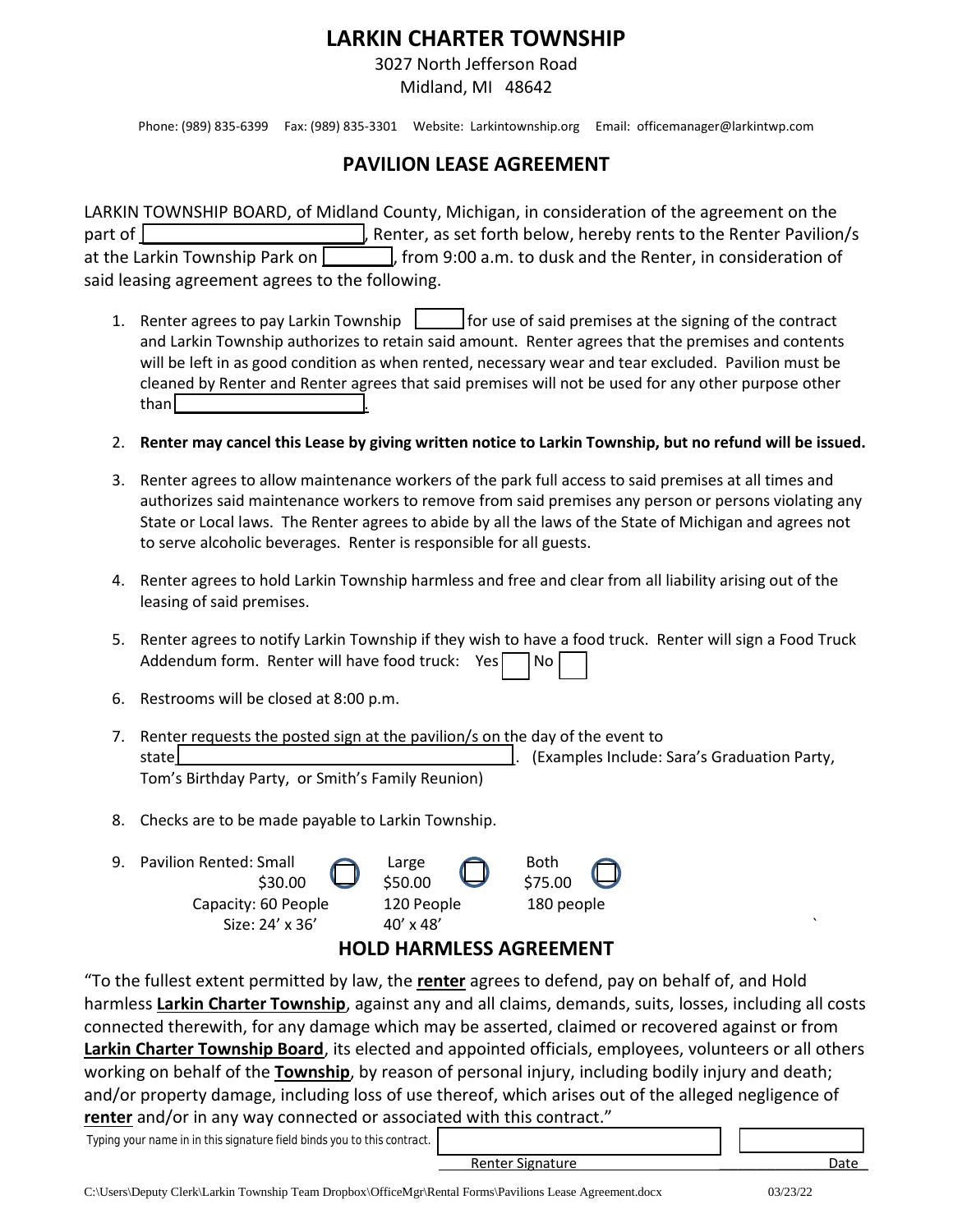# LARKIN CHARTER TOWNSHIP

3027 North Jefferson Road
Midland, MI 48642

Phone: (989) 835-6399 Fax: (989) 835-3301 Website: Larkintownship.org Email: officemanager@larkintwp.com

## PAVILION LEASE AGREEMENT

LARKIN TOWNSHIP BOARD, of Midland County, Michigan, in consideration of the agreement on the part of ______________________, Renter, as set forth below, hereby rents to the Renter Pavilion/s at the Larkin Township Park on ________, from 9:00 a.m. to dusk and the Renter, in consideration of said leasing agreement agrees to the following.

1. Renter agrees to pay Larkin Township ______ for use of said premises at the signing of the contract and Larkin Township authorizes to retain said amount. Renter agrees that the premises and contents will be left in as good condition as when rented, necessary wear and tear excluded. Pavilion must be cleaned by Renter and Renter agrees that said premises will not be used for any other purpose other than ______________________.
2. **Renter may cancel this Lease by giving written notice to Larkin Township, but no refund will be issued.**
3. Renter agrees to allow maintenance workers of the park full access to said premises at all times and authorizes said maintenance workers to remove from said premises any person or persons violating any State or Local laws. The Renter agrees to abide by all the laws of the State of Michigan and agrees not to serve alcoholic beverages. Renter is responsible for all guests.
4. Renter agrees to hold Larkin Township harmless and free and clear from all liability arising out of the leasing of said premises.
5. Renter agrees to notify Larkin Township if they wish to have a food truck. Renter will sign a Food Truck Addendum form. Renter will have food truck: Yes ☐ No ☐
6. Restrooms will be closed at 8:00 p.m.
7. Renter requests the posted sign at the pavilion/s on the day of the event to state ______________________________________. (Examples Include: Sara's Graduation Party, Tom's Birthday Party, or Smith's Family Reunion)
8. Checks are to be made payable to Larkin Township.
9. Pavilion Rented:

| | Small | Large | Both |
|---|---|---|---|
| | ☐ $30.00 | ☐ $50.00 | ☐ $75.00 |
| Capacity: | 60 People | 120 People | 180 people |
| Size: | 24' x 36' | 40' x 48' | |

## HOLD HARMLESS AGREEMENT

"To the fullest extent permitted by law, the **renter** agrees to defend, pay on behalf of, and Hold harmless **Larkin Charter Township**, against any and all claims, demands, suits, losses, including all costs connected therewith, for any damage which may be asserted, claimed or recovered against or from **Larkin Charter Township Board**, its elected and appointed officials, employees, volunteers or all others working on behalf of the **Township**, by reason of personal injury, including bodily injury and death; and/or property damage, including loss of use thereof, which arises out of the alleged negligence of **renter** and/or in any way connected or associated with this contract."

Typing your name in in this signature field binds you to this contract.

______________________ Renter Signature ______________ Date

C:\Users\Deputy Clerk\Larkin Township Team Dropbox\OfficeMgr\Rental Forms\Pavilions Lease Agreement.docx 03/23/22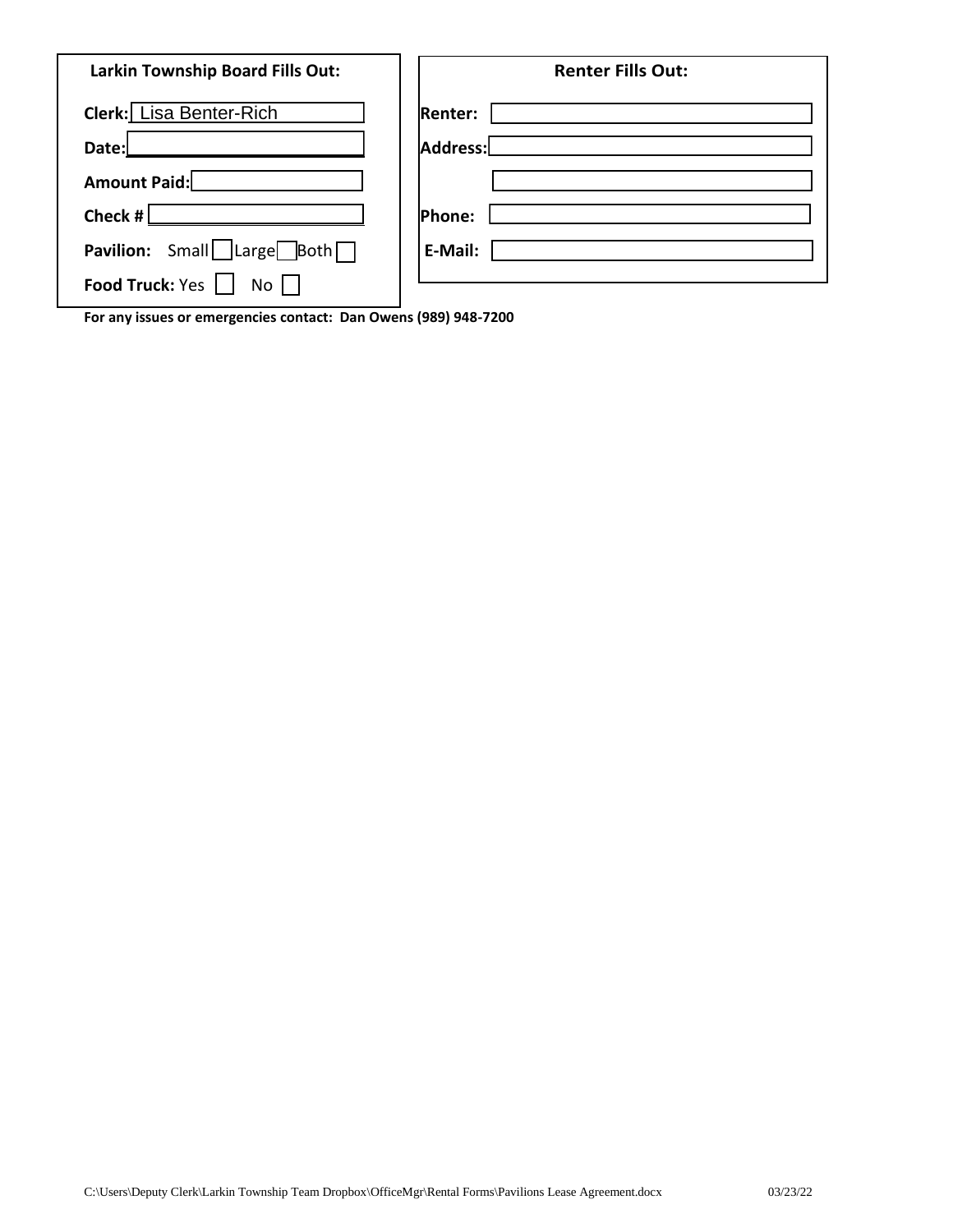| Larkin Township Board Fills Out: | Renter Fills Out: |
| --- | --- |
| **Clerk:** Lisa Benter-Rich | **Renter:** |
| **Date:** | **Address:** |
| **Amount Paid:** | |
| **Check #** | **Phone:** |
| **Pavilion:** Small ☐ Large ☐ Both ☐ | **E-Mail:** |
| **Food Truck:** Yes ☐ No ☐ | |

**For any issues or emergencies contact: Dan Owens (989) 948-7200**

C:\Users\Deputy Clerk\Larkin Township Team Dropbox\OfficeMgr\Rental Forms\Pavilions Lease Agreement.docx 03/23/22